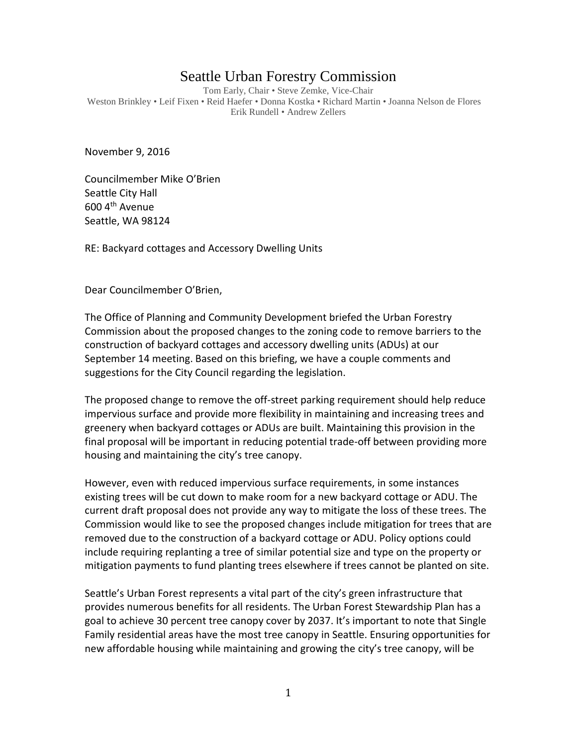# Seattle Urban Forestry Commission

Tom Early, Chair • Steve Zemke, Vice-Chair
Weston Brinkley • Leif Fixen • Reid Haefer • Donna Kostka • Richard Martin • Joanna Nelson de Flores
Erik Rundell • Andrew Zellers

November 9, 2016

Councilmember Mike O'Brien
Seattle City Hall
600 4th Avenue
Seattle, WA 98124

RE: Backyard cottages and Accessory Dwelling Units

Dear Councilmember O'Brien,

The Office of Planning and Community Development briefed the Urban Forestry Commission about the proposed changes to the zoning code to remove barriers to the construction of backyard cottages and accessory dwelling units (ADUs) at our September 14 meeting. Based on this briefing, we have a couple comments and suggestions for the City Council regarding the legislation.

The proposed change to remove the off-street parking requirement should help reduce impervious surface and provide more flexibility in maintaining and increasing trees and greenery when backyard cottages or ADUs are built. Maintaining this provision in the final proposal will be important in reducing potential trade-off between providing more housing and maintaining the city's tree canopy.

However, even with reduced impervious surface requirements, in some instances existing trees will be cut down to make room for a new backyard cottage or ADU. The current draft proposal does not provide any way to mitigate the loss of these trees. The Commission would like to see the proposed changes include mitigation for trees that are removed due to the construction of a backyard cottage or ADU. Policy options could include requiring replanting a tree of similar potential size and type on the property or mitigation payments to fund planting trees elsewhere if trees cannot be planted on site.

Seattle's Urban Forest represents a vital part of the city's green infrastructure that provides numerous benefits for all residents. The Urban Forest Stewardship Plan has a goal to achieve 30 percent tree canopy cover by 2037. It's important to note that Single Family residential areas have the most tree canopy in Seattle. Ensuring opportunities for new affordable housing while maintaining and growing the city's tree canopy, will be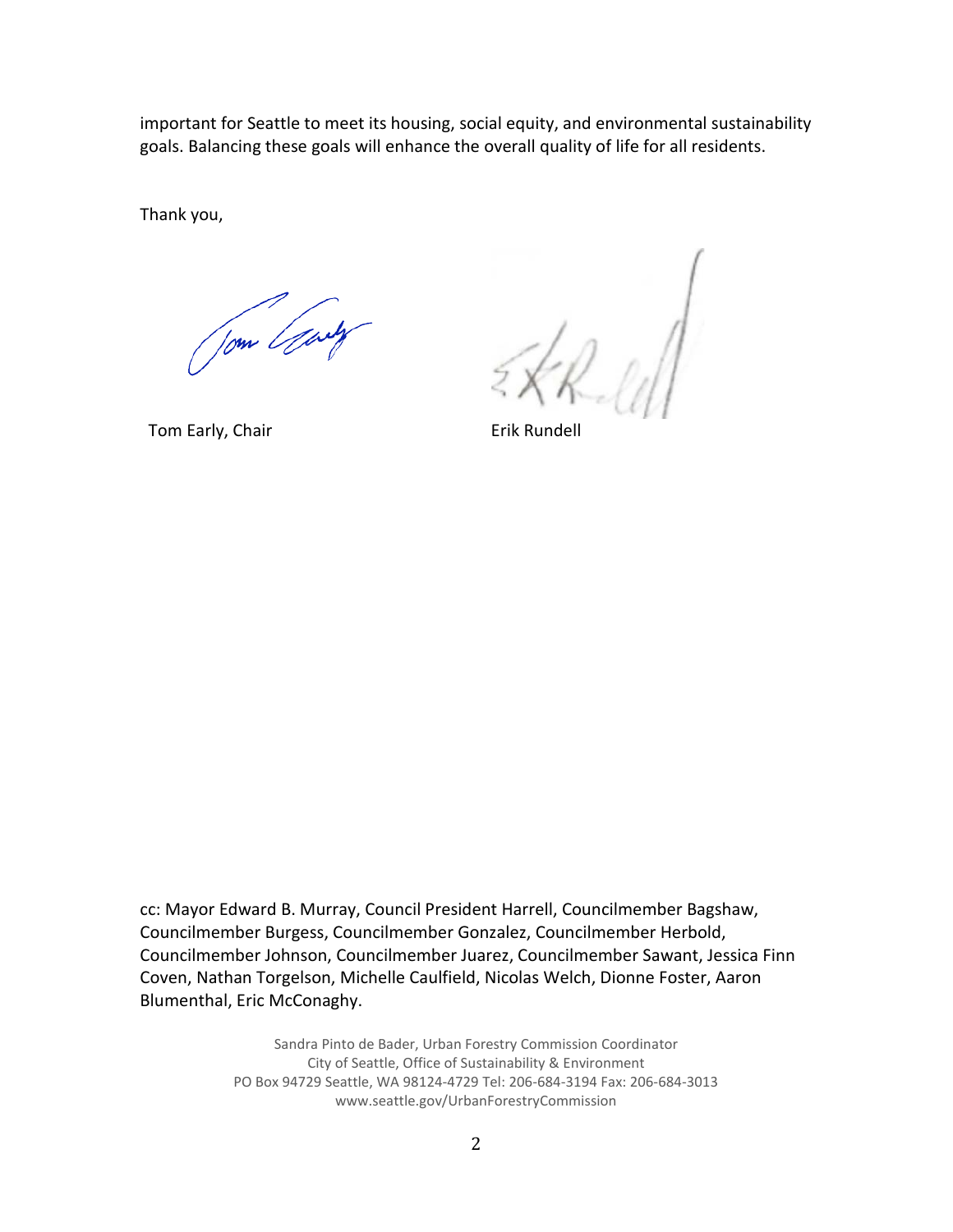important for Seattle to meet its housing, social equity, and environmental sustainability goals. Balancing these goals will enhance the overall quality of life for all residents.

Thank you,

Tom Early, Chair

Erik Rundell

cc: Mayor Edward B. Murray, Council President Harrell, Councilmember Bagshaw, Councilmember Burgess, Councilmember Gonzalez, Councilmember Herbold, Councilmember Johnson, Councilmember Juarez, Councilmember Sawant, Jessica Finn Coven, Nathan Torgelson, Michelle Caulfield, Nicolas Welch, Dionne Foster, Aaron Blumenthal, Eric McConaghy.

Sandra Pinto de Bader, Urban Forestry Commission Coordinator
City of Seattle, Office of Sustainability & Environment
PO Box 94729 Seattle, WA 98124-4729 Tel: 206-684-3194 Fax: 206-684-3013
www.seattle.gov/UrbanForestryCommission